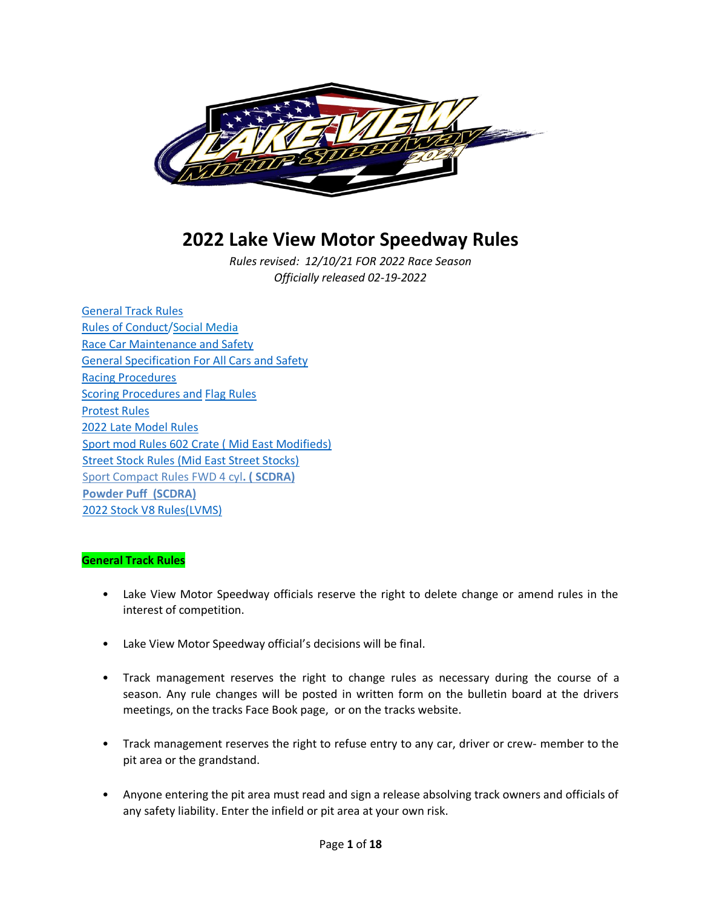# 2022 Lake View Motor Speedway Rules

*Rules revised: 12/10/21 FOR 2022 Race Season*
*Officially released 02-19-2022*

General Track Rules
Rules of Conduct/Social Media
Race Car Maintenance and Safety
General Specification For All Cars and Safety
Racing Procedures
Scoring Procedures and Flag Rules
Protest Rules
2022 Late Model Rules
Sport mod Rules 602 Crate ( Mid East Modifieds)
Street Stock Rules (Mid East Street Stocks)
Sport Compact Rules FWD 4 cyl. **( SCDRA)**
**Powder Puff (SCDRA)**
2022 Stock V8 Rules(LVMS)

## General Track Rules

- Lake View Motor Speedway officials reserve the right to delete change or amend rules in the interest of competition.
- Lake View Motor Speedway official's decisions will be final.
- Track management reserves the right to change rules as necessary during the course of a season. Any rule changes will be posted in written form on the bulletin board at the drivers meetings, on the tracks Face Book page, or on the tracks website.
- Track management reserves the right to refuse entry to any car, driver or crew- member to the pit area or the grandstand.
- Anyone entering the pit area must read and sign a release absolving track owners and officials of any safety liability. Enter the infield or pit area at your own risk.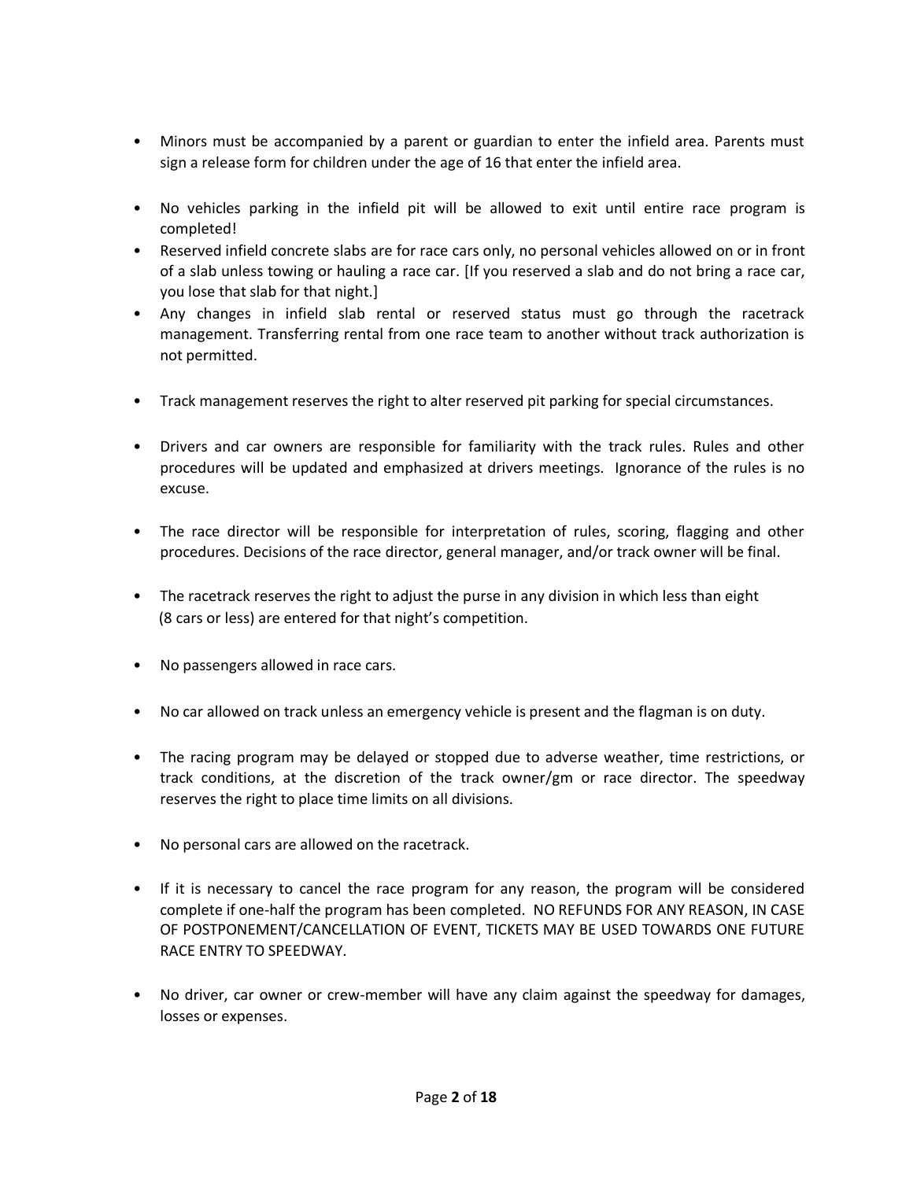- Minors must be accompanied by a parent or guardian to enter the infield area. Parents must sign a release form for children under the age of 16 that enter the infield area.

- No vehicles parking in the infield pit will be allowed to exit until entire race program is completed!
- Reserved infield concrete slabs are for race cars only, no personal vehicles allowed on or in front of a slab unless towing or hauling a race car. [If you reserved a slab and do not bring a race car, you lose that slab for that night.]
- Any changes in infield slab rental or reserved status must go through the racetrack management. Transferring rental from one race team to another without track authorization is not permitted.

- Track management reserves the right to alter reserved pit parking for special circumstances.

- Drivers and car owners are responsible for familiarity with the track rules. Rules and other procedures will be updated and emphasized at drivers meetings. Ignorance of the rules is no excuse.

- The race director will be responsible for interpretation of rules, scoring, flagging and other procedures. Decisions of the race director, general manager, and/or track owner will be final.

- The racetrack reserves the right to adjust the purse in any division in which less than eight (8 cars or less) are entered for that night's competition.

- No passengers allowed in race cars.

- No car allowed on track unless an emergency vehicle is present and the flagman is on duty.

- The racing program may be delayed or stopped due to adverse weather, time restrictions, or track conditions, at the discretion of the track owner/gm or race director. The speedway reserves the right to place time limits on all divisions.

- No personal cars are allowed on the racetrack.

- If it is necessary to cancel the race program for any reason, the program will be considered complete if one-half the program has been completed. NO REFUNDS FOR ANY REASON, IN CASE OF POSTPONEMENT/CANCELLATION OF EVENT, TICKETS MAY BE USED TOWARDS ONE FUTURE RACE ENTRY TO SPEEDWAY.

- No driver, car owner or crew-member will have any claim against the speedway for damages, losses or expenses.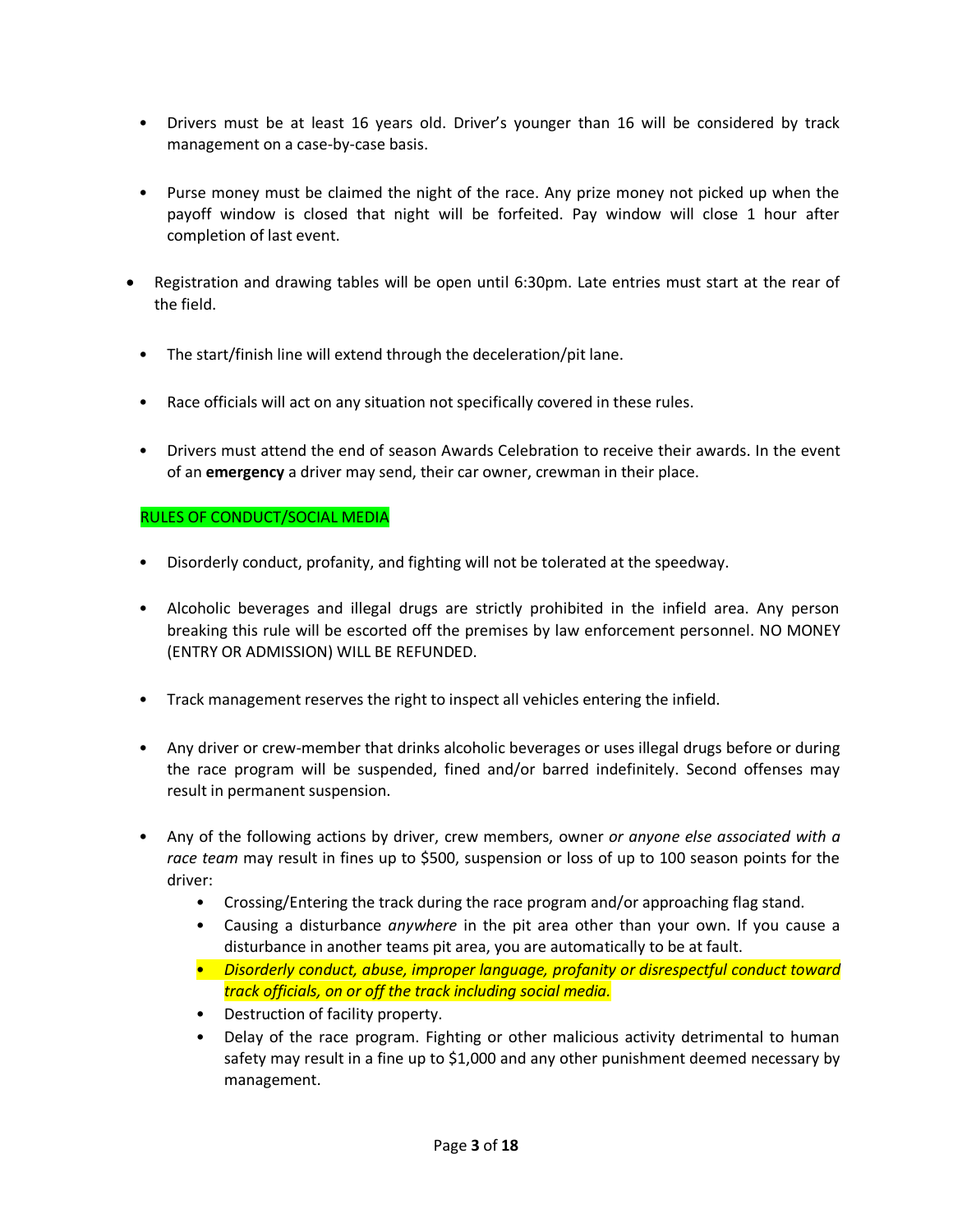- Drivers must be at least 16 years old. Driver's younger than 16 will be considered by track management on a case-by-case basis.

- Purse money must be claimed the night of the race. Any prize money not picked up when the payoff window is closed that night will be forfeited. Pay window will close 1 hour after completion of last event.

- Registration and drawing tables will be open until 6:30pm. Late entries must start at the rear of the field.

- The start/finish line will extend through the deceleration/pit lane.

- Race officials will act on any situation not specifically covered in these rules.

- Drivers must attend the end of season Awards Celebration to receive their awards. In the event of an **emergency** a driver may send, their car owner, crewman in their place.

RULES OF CONDUCT/SOCIAL MEDIA

- Disorderly conduct, profanity, and fighting will not be tolerated at the speedway.

- Alcoholic beverages and illegal drugs are strictly prohibited in the infield area. Any person breaking this rule will be escorted off the premises by law enforcement personnel. NO MONEY (ENTRY OR ADMISSION) WILL BE REFUNDED.

- Track management reserves the right to inspect all vehicles entering the infield.

- Any driver or crew-member that drinks alcoholic beverages or uses illegal drugs before or during the race program will be suspended, fined and/or barred indefinitely. Second offenses may result in permanent suspension.

- Any of the following actions by driver, crew members, owner *or anyone else associated with a race team* may result in fines up to $500, suspension or loss of up to 100 season points for the driver:
    - Crossing/Entering the track during the race program and/or approaching flag stand.
    - Causing a disturbance *anywhere* in the pit area other than your own. If you cause a disturbance in another teams pit area, you are automatically to be at fault.
    - *Disorderly conduct, abuse, improper language, profanity or disrespectful conduct toward track officials, on or off the track including social media.*
    - Destruction of facility property.
    - Delay of the race program. Fighting or other malicious activity detrimental to human safety may result in a fine up to $1,000 and any other punishment deemed necessary by management.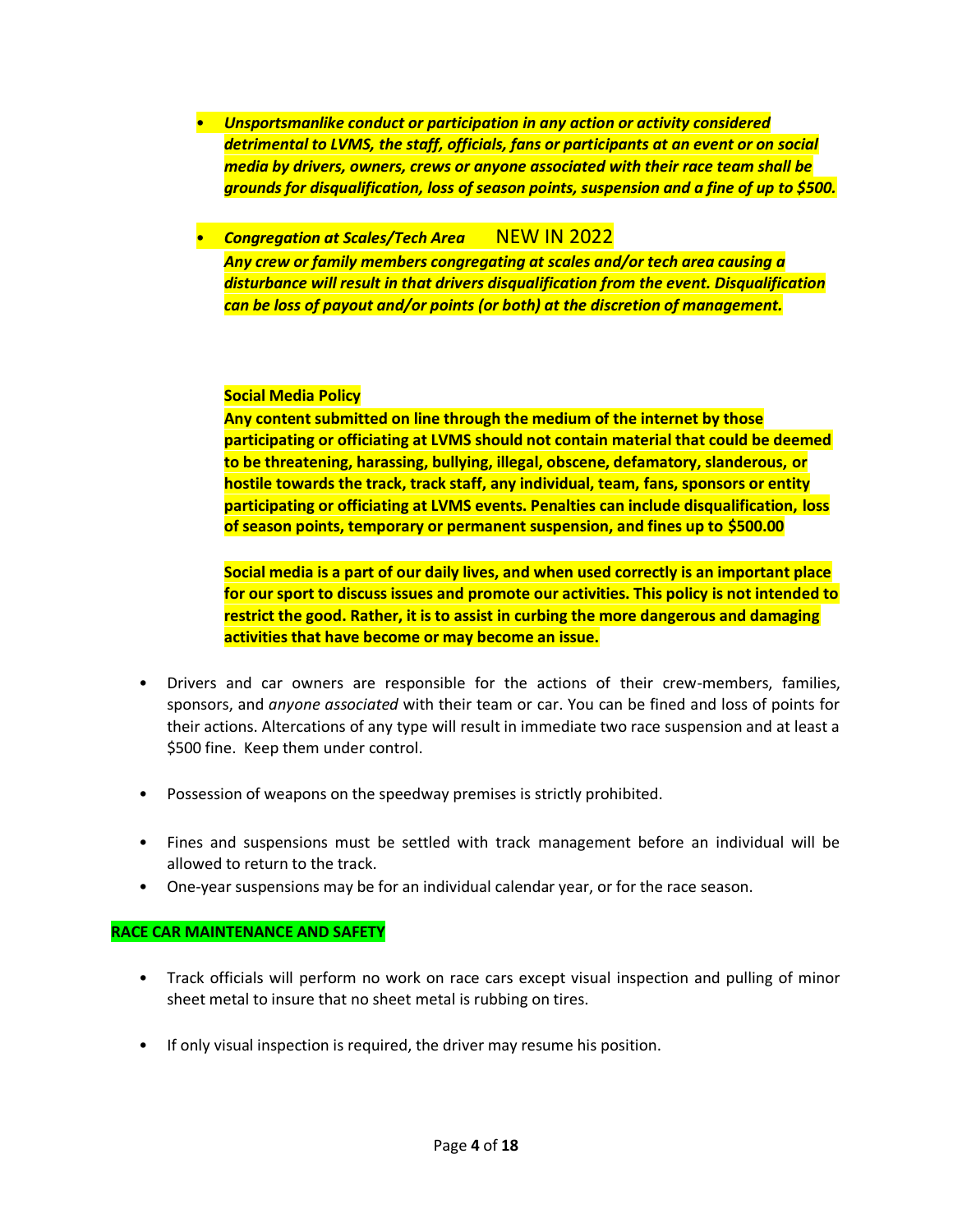- ***Unsportsmanlike conduct or participation in any action or activity considered detrimental to LVMS, the staff, officials, fans or participants at an event or on social media by drivers, owners, crews or anyone associated with their race team shall be grounds for disqualification, loss of season points, suspension and a fine of up to $500.***

- ***Congregation at Scales/Tech Area*** NEW IN 2022
  ***Any crew or family members congregating at scales and/or tech area causing a disturbance will result in that drivers disqualification from the event. Disqualification can be loss of payout and/or points (or both) at the discretion of management.***

  **Social Media Policy**
  **Any content submitted on line through the medium of the internet by those participating or officiating at LVMS should not contain material that could be deemed to be threatening, harassing, bullying, illegal, obscene, defamatory, slanderous, or hostile towards the track, track staff, any individual, team, fans, sponsors or entity participating or officiating at LVMS events. Penalties can include disqualification, loss of season points, temporary or permanent suspension, and fines up to $500.00**

  **Social media is a part of our daily lives, and when used correctly is an important place for our sport to discuss issues and promote our activities. This policy is not intended to restrict the good. Rather, it is to assist in curbing the more dangerous and damaging activities that have become or may become an issue.**

- Drivers and car owners are responsible for the actions of their crew-members, families, sponsors, and *anyone associated* with their team or car. You can be fined and loss of points for their actions. Altercations of any type will result in immediate two race suspension and at least a $500 fine. Keep them under control.

- Possession of weapons on the speedway premises is strictly prohibited.

- Fines and suspensions must be settled with track management before an individual will be allowed to return to the track.
- One-year suspensions may be for an individual calendar year, or for the race season.

**RACE CAR MAINTENANCE AND SAFETY**

- Track officials will perform no work on race cars except visual inspection and pulling of minor sheet metal to insure that no sheet metal is rubbing on tires.

- If only visual inspection is required, the driver may resume his position.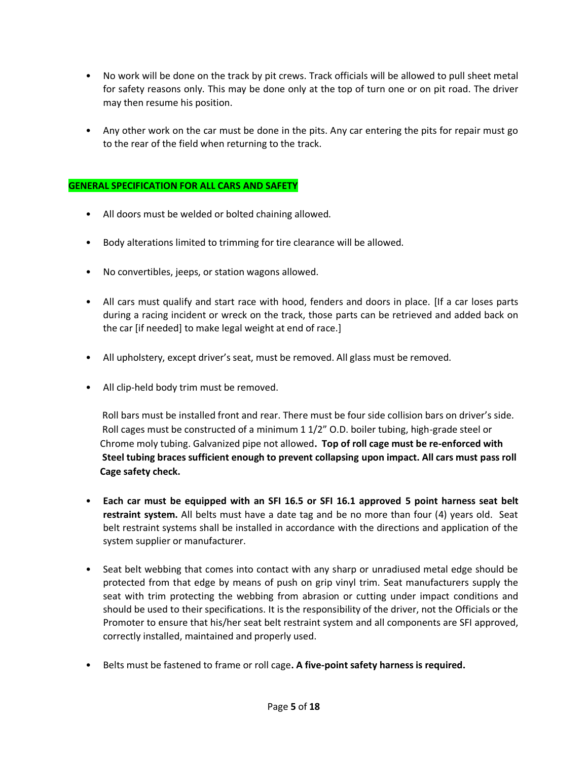- No work will be done on the track by pit crews. Track officials will be allowed to pull sheet metal for safety reasons only. This may be done only at the top of turn one or on pit road. The driver may then resume his position.

- Any other work on the car must be done in the pits. Any car entering the pits for repair must go to the rear of the field when returning to the track.

## GENERAL SPECIFICATION FOR ALL CARS AND SAFETY

- All doors must be welded or bolted chaining allowed.

- Body alterations limited to trimming for tire clearance will be allowed.

- No convertibles, jeeps, or station wagons allowed.

- All cars must qualify and start race with hood, fenders and doors in place. [If a car loses parts during a racing incident or wreck on the track, those parts can be retrieved and added back on the car [if needed] to make legal weight at end of race.]

- All upholstery, except driver's seat, must be removed. All glass must be removed.

- All clip-held body trim must be removed.

Roll bars must be installed front and rear. There must be four side collision bars on driver's side. Roll cages must be constructed of a minimum 1 1/2" O.D. boiler tubing, high-grade steel or Chrome moly tubing. Galvanized pipe not allowed**. Top of roll cage must be re-enforced with Steel tubing braces sufficient enough to prevent collapsing upon impact. All cars must pass roll Cage safety check.**

- **Each car must be equipped with an SFI 16.5 or SFI 16.1 approved 5 point harness seat belt restraint system.** All belts must have a date tag and be no more than four (4) years old. Seat belt restraint systems shall be installed in accordance with the directions and application of the system supplier or manufacturer.

- Seat belt webbing that comes into contact with any sharp or unradiused metal edge should be protected from that edge by means of push on grip vinyl trim. Seat manufacturers supply the seat with trim protecting the webbing from abrasion or cutting under impact conditions and should be used to their specifications. It is the responsibility of the driver, not the Officials or the Promoter to ensure that his/her seat belt restraint system and all components are SFI approved, correctly installed, maintained and properly used.

- Belts must be fastened to frame or roll cage**. A five-point safety harness is required.**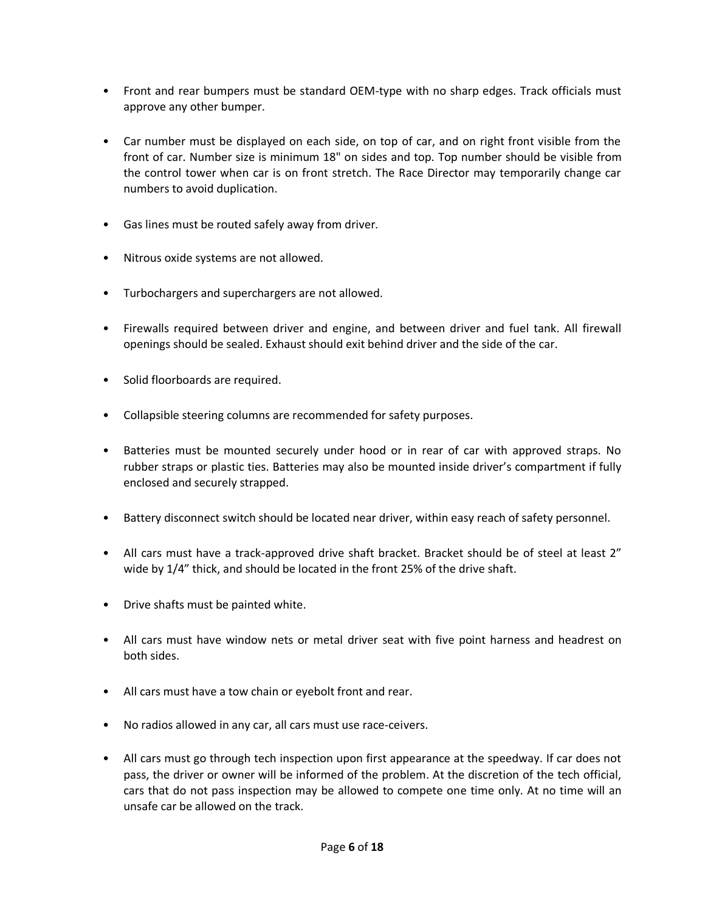- Front and rear bumpers must be standard OEM-type with no sharp edges. Track officials must approve any other bumper.

- Car number must be displayed on each side, on top of car, and on right front visible from the front of car. Number size is minimum 18" on sides and top. Top number should be visible from the control tower when car is on front stretch. The Race Director may temporarily change car numbers to avoid duplication.

- Gas lines must be routed safely away from driver.

- Nitrous oxide systems are not allowed.

- Turbochargers and superchargers are not allowed.

- Firewalls required between driver and engine, and between driver and fuel tank. All firewall openings should be sealed. Exhaust should exit behind driver and the side of the car.

- Solid floorboards are required.

- Collapsible steering columns are recommended for safety purposes.

- Batteries must be mounted securely under hood or in rear of car with approved straps. No rubber straps or plastic ties. Batteries may also be mounted inside driver's compartment if fully enclosed and securely strapped.

- Battery disconnect switch should be located near driver, within easy reach of safety personnel.

- All cars must have a track-approved drive shaft bracket. Bracket should be of steel at least 2" wide by 1/4" thick, and should be located in the front 25% of the drive shaft.

- Drive shafts must be painted white.

- All cars must have window nets or metal driver seat with five point harness and headrest on both sides.

- All cars must have a tow chain or eyebolt front and rear.

- No radios allowed in any car, all cars must use race-ceivers.

- All cars must go through tech inspection upon first appearance at the speedway. If car does not pass, the driver or owner will be informed of the problem. At the discretion of the tech official, cars that do not pass inspection may be allowed to compete one time only. At no time will an unsafe car be allowed on the track.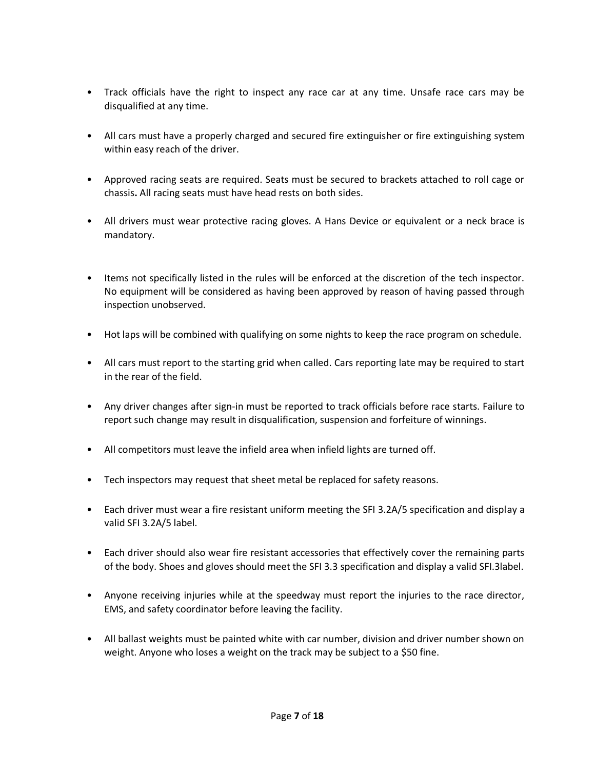- Track officials have the right to inspect any race car at any time. Unsafe race cars may be disqualified at any time.

- All cars must have a properly charged and secured fire extinguisher or fire extinguishing system within easy reach of the driver.

- Approved racing seats are required. Seats must be secured to brackets attached to roll cage or chassis**.** All racing seats must have head rests on both sides.

- All drivers must wear protective racing gloves. A Hans Device or equivalent or a neck brace is mandatory.

- Items not specifically listed in the rules will be enforced at the discretion of the tech inspector. No equipment will be considered as having been approved by reason of having passed through inspection unobserved.

- Hot laps will be combined with qualifying on some nights to keep the race program on schedule.

- All cars must report to the starting grid when called. Cars reporting late may be required to start in the rear of the field.

- Any driver changes after sign-in must be reported to track officials before race starts. Failure to report such change may result in disqualification, suspension and forfeiture of winnings.

- All competitors must leave the infield area when infield lights are turned off.

- Tech inspectors may request that sheet metal be replaced for safety reasons.

- Each driver must wear a fire resistant uniform meeting the SFI 3.2A/5 specification and display a valid SFI 3.2A/5 label.

- Each driver should also wear fire resistant accessories that effectively cover the remaining parts of the body. Shoes and gloves should meet the SFI 3.3 specification and display a valid SFI.3label.

- Anyone receiving injuries while at the speedway must report the injuries to the race director, EMS, and safety coordinator before leaving the facility.

- All ballast weights must be painted white with car number, division and driver number shown on weight. Anyone who loses a weight on the track may be subject to a $50 fine.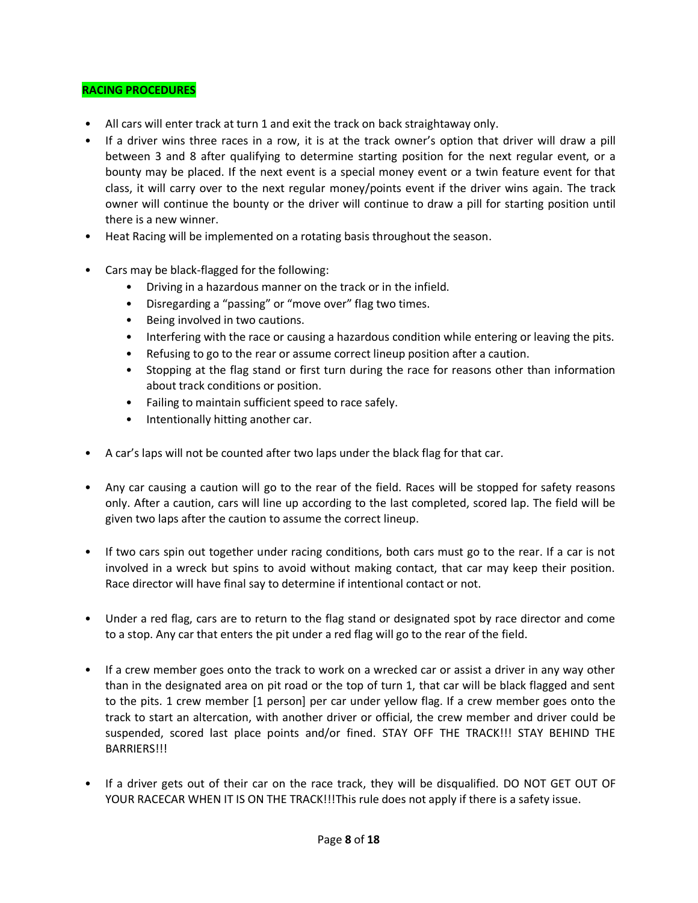**RACING PROCEDURES**

- All cars will enter track at turn 1 and exit the track on back straightaway only.
- If a driver wins three races in a row, it is at the track owner's option that driver will draw a pill between 3 and 8 after qualifying to determine starting position for the next regular event, or a bounty may be placed. If the next event is a special money event or a twin feature event for that class, it will carry over to the next regular money/points event if the driver wins again. The track owner will continue the bounty or the driver will continue to draw a pill for starting position until there is a new winner.
- Heat Racing will be implemented on a rotating basis throughout the season.

- Cars may be black-flagged for the following:
  - Driving in a hazardous manner on the track or in the infield.
  - Disregarding a "passing" or "move over" flag two times.
  - Being involved in two cautions.
  - Interfering with the race or causing a hazardous condition while entering or leaving the pits.
  - Refusing to go to the rear or assume correct lineup position after a caution.
  - Stopping at the flag stand or first turn during the race for reasons other than information about track conditions or position.
  - Failing to maintain sufficient speed to race safely.
  - Intentionally hitting another car.

- A car's laps will not be counted after two laps under the black flag for that car.

- Any car causing a caution will go to the rear of the field. Races will be stopped for safety reasons only. After a caution, cars will line up according to the last completed, scored lap. The field will be given two laps after the caution to assume the correct lineup.

- If two cars spin out together under racing conditions, both cars must go to the rear. If a car is not involved in a wreck but spins to avoid without making contact, that car may keep their position. Race director will have final say to determine if intentional contact or not.

- Under a red flag, cars are to return to the flag stand or designated spot by race director and come to a stop. Any car that enters the pit under a red flag will go to the rear of the field.

- If a crew member goes onto the track to work on a wrecked car or assist a driver in any way other than in the designated area on pit road or the top of turn 1, that car will be black flagged and sent to the pits. 1 crew member [1 person] per car under yellow flag. If a crew member goes onto the track to start an altercation, with another driver or official, the crew member and driver could be suspended, scored last place points and/or fined. STAY OFF THE TRACK!!! STAY BEHIND THE BARRIERS!!!

- If a driver gets out of their car on the race track, they will be disqualified. DO NOT GET OUT OF YOUR RACECAR WHEN IT IS ON THE TRACK!!!This rule does not apply if there is a safety issue.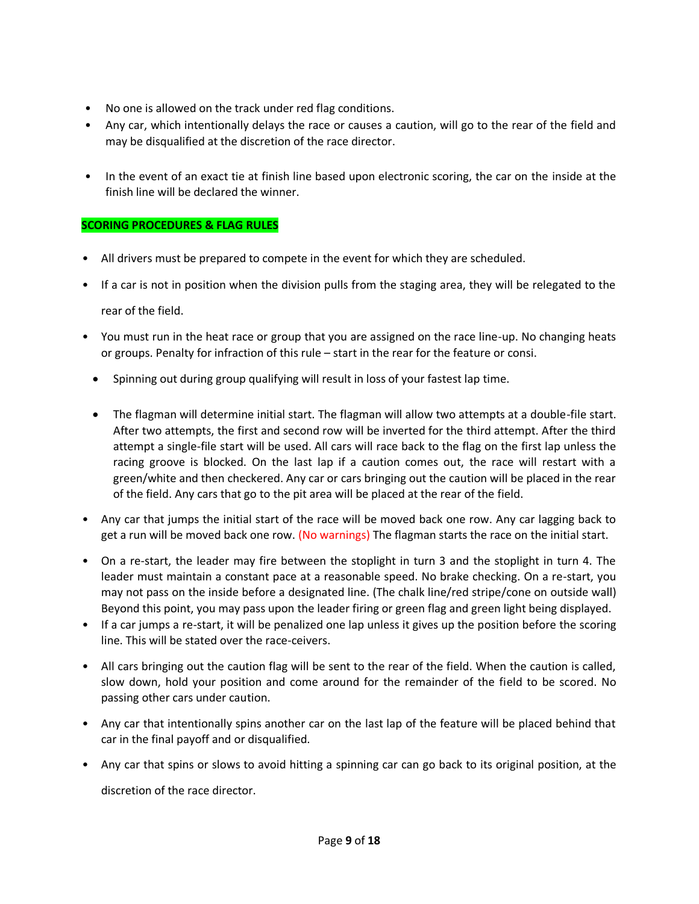- No one is allowed on the track under red flag conditions.
- Any car, which intentionally delays the race or causes a caution, will go to the rear of the field and may be disqualified at the discretion of the race director.
- In the event of an exact tie at finish line based upon electronic scoring, the car on the inside at the finish line will be declared the winner.

**SCORING PROCEDURES & FLAG RULES**

- All drivers must be prepared to compete in the event for which they are scheduled.
- If a car is not in position when the division pulls from the staging area, they will be relegated to the rear of the field.
- You must run in the heat race or group that you are assigned on the race line-up. No changing heats or groups. Penalty for infraction of this rule – start in the rear for the feature or consi.
  - Spinning out during group qualifying will result in loss of your fastest lap time.
  - The flagman will determine initial start. The flagman will allow two attempts at a double-file start. After two attempts, the first and second row will be inverted for the third attempt. After the third attempt a single-file start will be used. All cars will race back to the flag on the first lap unless the racing groove is blocked. On the last lap if a caution comes out, the race will restart with a green/white and then checkered. Any car or cars bringing out the caution will be placed in the rear of the field. Any cars that go to the pit area will be placed at the rear of the field.
- Any car that jumps the initial start of the race will be moved back one row. Any car lagging back to get a run will be moved back one row. (No warnings) The flagman starts the race on the initial start.
- On a re-start, the leader may fire between the stoplight in turn 3 and the stoplight in turn 4. The leader must maintain a constant pace at a reasonable speed. No brake checking. On a re-start, you may not pass on the inside before a designated line. (The chalk line/red stripe/cone on outside wall) Beyond this point, you may pass upon the leader firing or green flag and green light being displayed.
- If a car jumps a re-start, it will be penalized one lap unless it gives up the position before the scoring line. This will be stated over the race-ceivers.
- All cars bringing out the caution flag will be sent to the rear of the field. When the caution is called, slow down, hold your position and come around for the remainder of the field to be scored. No passing other cars under caution.
- Any car that intentionally spins another car on the last lap of the feature will be placed behind that car in the final payoff and or disqualified.
- Any car that spins or slows to avoid hitting a spinning car can go back to its original position, at the discretion of the race director.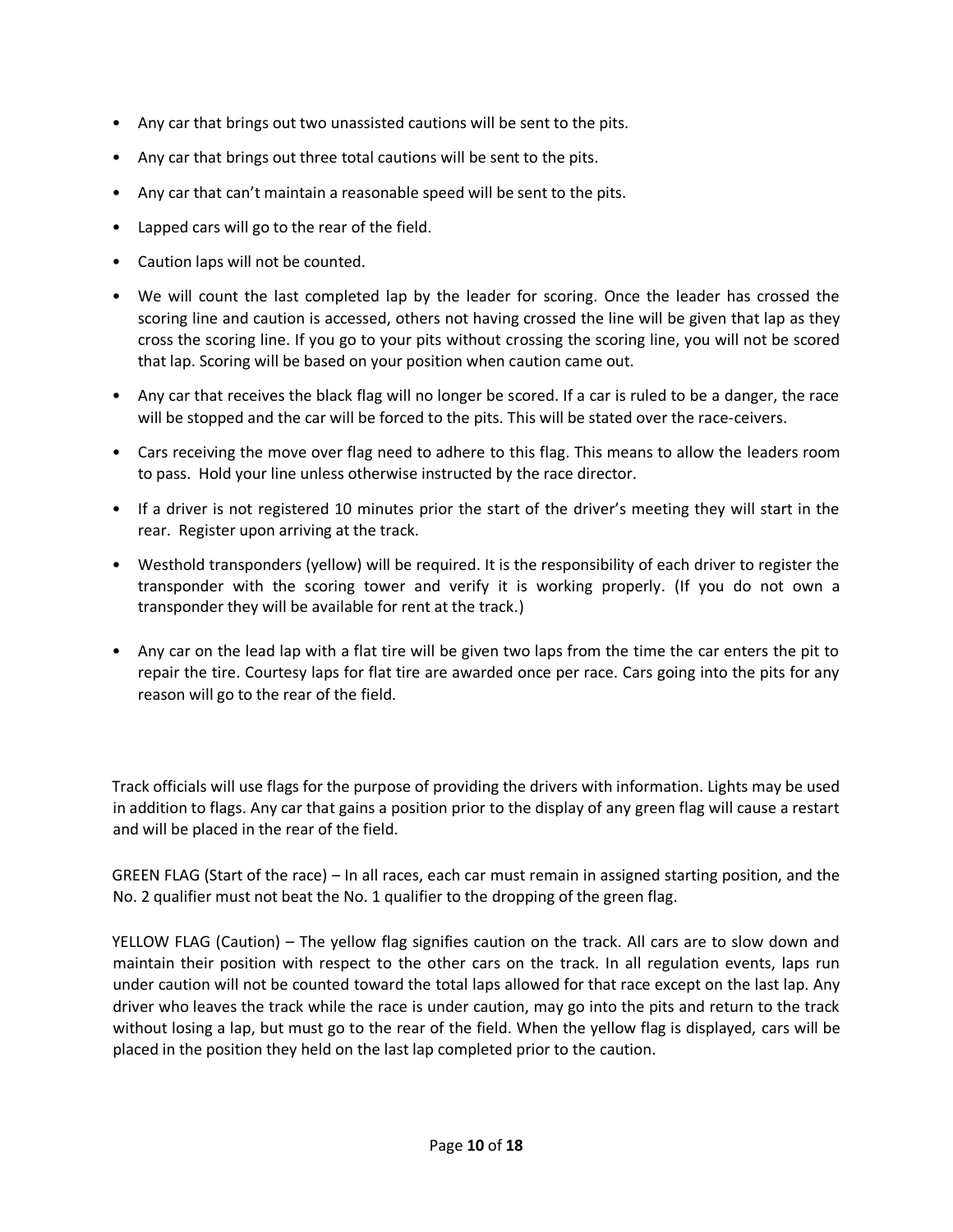- Any car that brings out two unassisted cautions will be sent to the pits.
- Any car that brings out three total cautions will be sent to the pits.
- Any car that can't maintain a reasonable speed will be sent to the pits.
- Lapped cars will go to the rear of the field.
- Caution laps will not be counted.
- We will count the last completed lap by the leader for scoring. Once the leader has crossed the scoring line and caution is accessed, others not having crossed the line will be given that lap as they cross the scoring line. If you go to your pits without crossing the scoring line, you will not be scored that lap. Scoring will be based on your position when caution came out.
- Any car that receives the black flag will no longer be scored. If a car is ruled to be a danger, the race will be stopped and the car will be forced to the pits. This will be stated over the race-ceivers.
- Cars receiving the move over flag need to adhere to this flag. This means to allow the leaders room to pass. Hold your line unless otherwise instructed by the race director.
- If a driver is not registered 10 minutes prior the start of the driver's meeting they will start in the rear. Register upon arriving at the track.
- Westhold transponders (yellow) will be required. It is the responsibility of each driver to register the transponder with the scoring tower and verify it is working properly. (If you do not own a transponder they will be available for rent at the track.)
- Any car on the lead lap with a flat tire will be given two laps from the time the car enters the pit to repair the tire. Courtesy laps for flat tire are awarded once per race. Cars going into the pits for any reason will go to the rear of the field.

Track officials will use flags for the purpose of providing the drivers with information. Lights may be used in addition to flags. Any car that gains a position prior to the display of any green flag will cause a restart and will be placed in the rear of the field.

GREEN FLAG (Start of the race) – In all races, each car must remain in assigned starting position, and the No. 2 qualifier must not beat the No. 1 qualifier to the dropping of the green flag.

YELLOW FLAG (Caution) – The yellow flag signifies caution on the track. All cars are to slow down and maintain their position with respect to the other cars on the track. In all regulation events, laps run under caution will not be counted toward the total laps allowed for that race except on the last lap. Any driver who leaves the track while the race is under caution, may go into the pits and return to the track without losing a lap, but must go to the rear of the field. When the yellow flag is displayed, cars will be placed in the position they held on the last lap completed prior to the caution.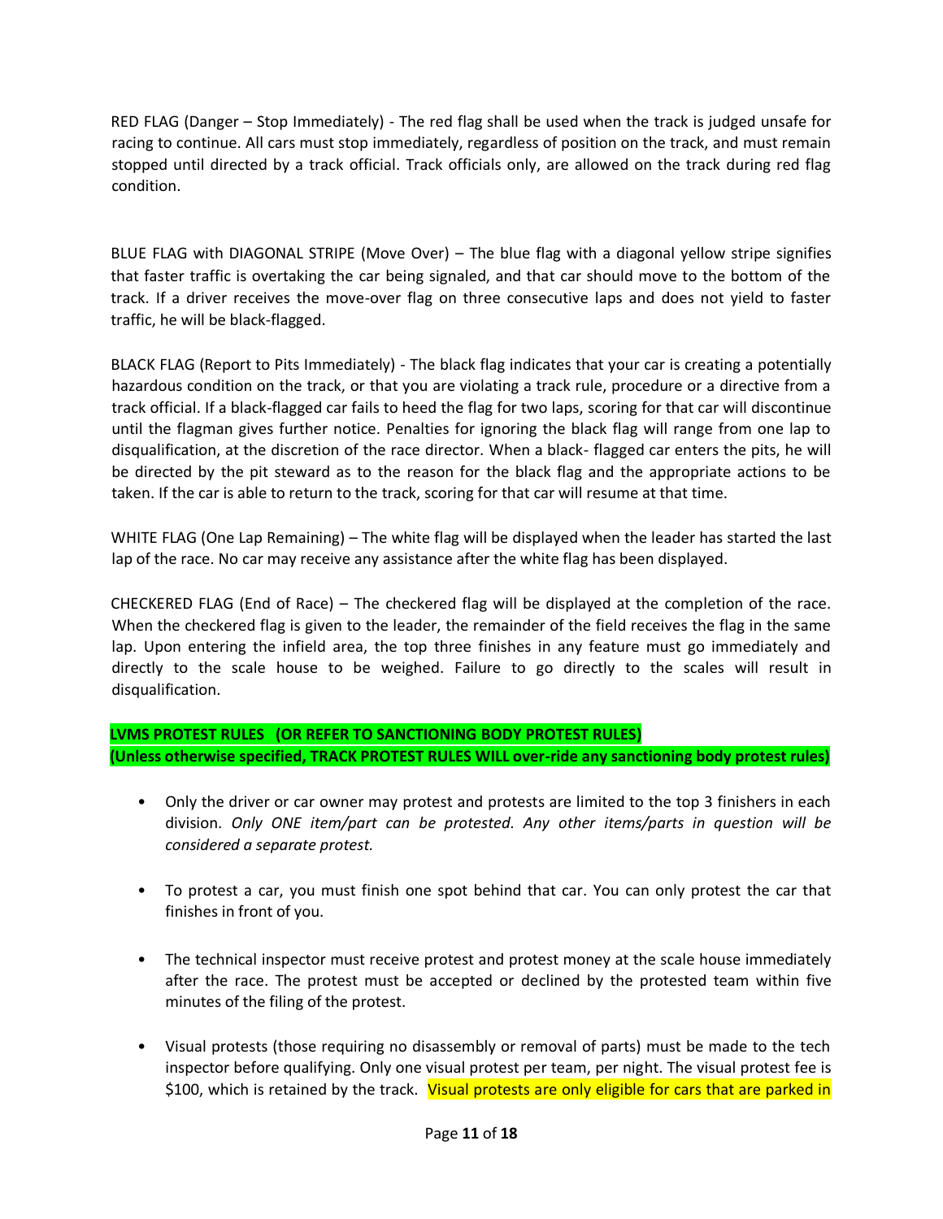RED FLAG (Danger – Stop Immediately) - The red flag shall be used when the track is judged unsafe for racing to continue. All cars must stop immediately, regardless of position on the track, and must remain stopped until directed by a track official. Track officials only, are allowed on the track during red flag condition.

BLUE FLAG with DIAGONAL STRIPE (Move Over) – The blue flag with a diagonal yellow stripe signifies that faster traffic is overtaking the car being signaled, and that car should move to the bottom of the track. If a driver receives the move-over flag on three consecutive laps and does not yield to faster traffic, he will be black-flagged.

BLACK FLAG (Report to Pits Immediately) - The black flag indicates that your car is creating a potentially hazardous condition on the track, or that you are violating a track rule, procedure or a directive from a track official. If a black-flagged car fails to heed the flag for two laps, scoring for that car will discontinue until the flagman gives further notice. Penalties for ignoring the black flag will range from one lap to disqualification, at the discretion of the race director. When a black- flagged car enters the pits, he will be directed by the pit steward as to the reason for the black flag and the appropriate actions to be taken. If the car is able to return to the track, scoring for that car will resume at that time.

WHITE FLAG (One Lap Remaining) – The white flag will be displayed when the leader has started the last lap of the race. No car may receive any assistance after the white flag has been displayed.

CHECKERED FLAG (End of Race) – The checkered flag will be displayed at the completion of the race. When the checkered flag is given to the leader, the remainder of the field receives the flag in the same lap. Upon entering the infield area, the top three finishes in any feature must go immediately and directly to the scale house to be weighed. Failure to go directly to the scales will result in disqualification.

**LVMS PROTEST RULES (OR REFER TO SANCTIONING BODY PROTEST RULES)**
**(Unless otherwise specified, TRACK PROTEST RULES WILL over-ride any sanctioning body protest rules)**

- Only the driver or car owner may protest and protests are limited to the top 3 finishers in each division. *Only ONE item/part can be protested. Any other items/parts in question will be considered a separate protest.*

- To protest a car, you must finish one spot behind that car. You can only protest the car that finishes in front of you.

- The technical inspector must receive protest and protest money at the scale house immediately after the race. The protest must be accepted or declined by the protested team within five minutes of the filing of the protest.

- Visual protests (those requiring no disassembly or removal of parts) must be made to the tech inspector before qualifying. Only one visual protest per team, per night. The visual protest fee is $100, which is retained by the track. Visual protests are only eligible for cars that are parked in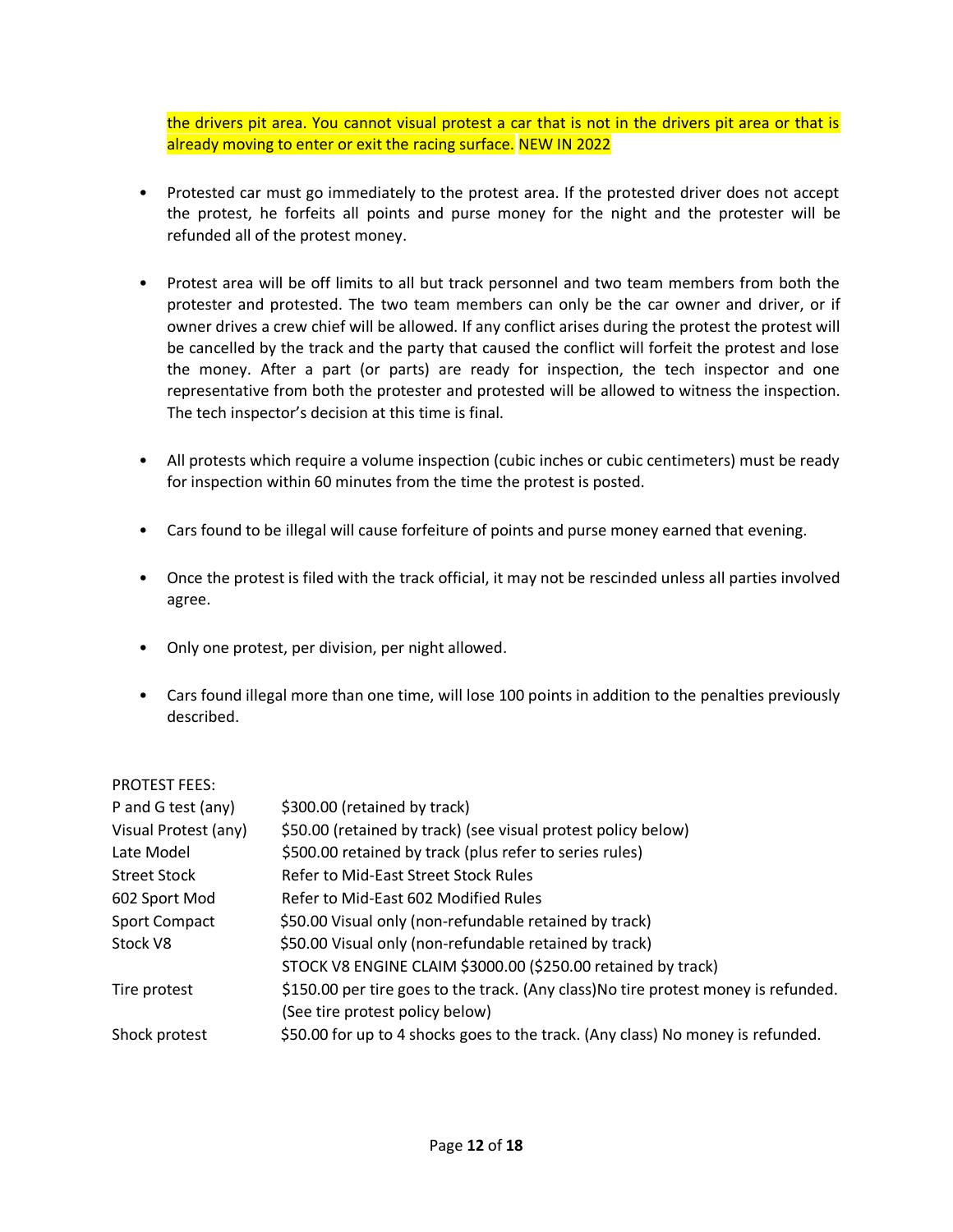the drivers pit area. You cannot visual protest a car that is not in the drivers pit area or that is already moving to enter or exit the racing surface. NEW IN 2022

- Protested car must go immediately to the protest area. If the protested driver does not accept the protest, he forfeits all points and purse money for the night and the protester will be refunded all of the protest money.

- Protest area will be off limits to all but track personnel and two team members from both the protester and protested. The two team members can only be the car owner and driver, or if owner drives a crew chief will be allowed. If any conflict arises during the protest the protest will be cancelled by the track and the party that caused the conflict will forfeit the protest and lose the money. After a part (or parts) are ready for inspection, the tech inspector and one representative from both the protester and protested will be allowed to witness the inspection. The tech inspector's decision at this time is final.

- All protests which require a volume inspection (cubic inches or cubic centimeters) must be ready for inspection within 60 minutes from the time the protest is posted.

- Cars found to be illegal will cause forfeiture of points and purse money earned that evening.

- Once the protest is filed with the track official, it may not be rescinded unless all parties involved agree.

- Only one protest, per division, per night allowed.

- Cars found illegal more than one time, will lose 100 points in addition to the penalties previously described.

PROTEST FEES:

| | |
|---|---|
| P and G test (any) | $300.00 (retained by track) |
| Visual Protest (any) | $50.00 (retained by track) (see visual protest policy below) |
| Late Model | $500.00 retained by track (plus refer to series rules) |
| Street Stock | Refer to Mid-East Street Stock Rules |
| 602 Sport Mod | Refer to Mid-East 602 Modified Rules |
| Sport Compact | $50.00 Visual only (non-refundable retained by track) |
| Stock V8 | $50.00 Visual only (non-refundable retained by track) |
| | STOCK V8 ENGINE CLAIM $3000.00 ($250.00 retained by track) |
| Tire protest | $150.00 per tire goes to the track. (Any class)No tire protest money is refunded. (See tire protest policy below) |
| Shock protest | $50.00 for up to 4 shocks goes to the track. (Any class) No money is refunded. |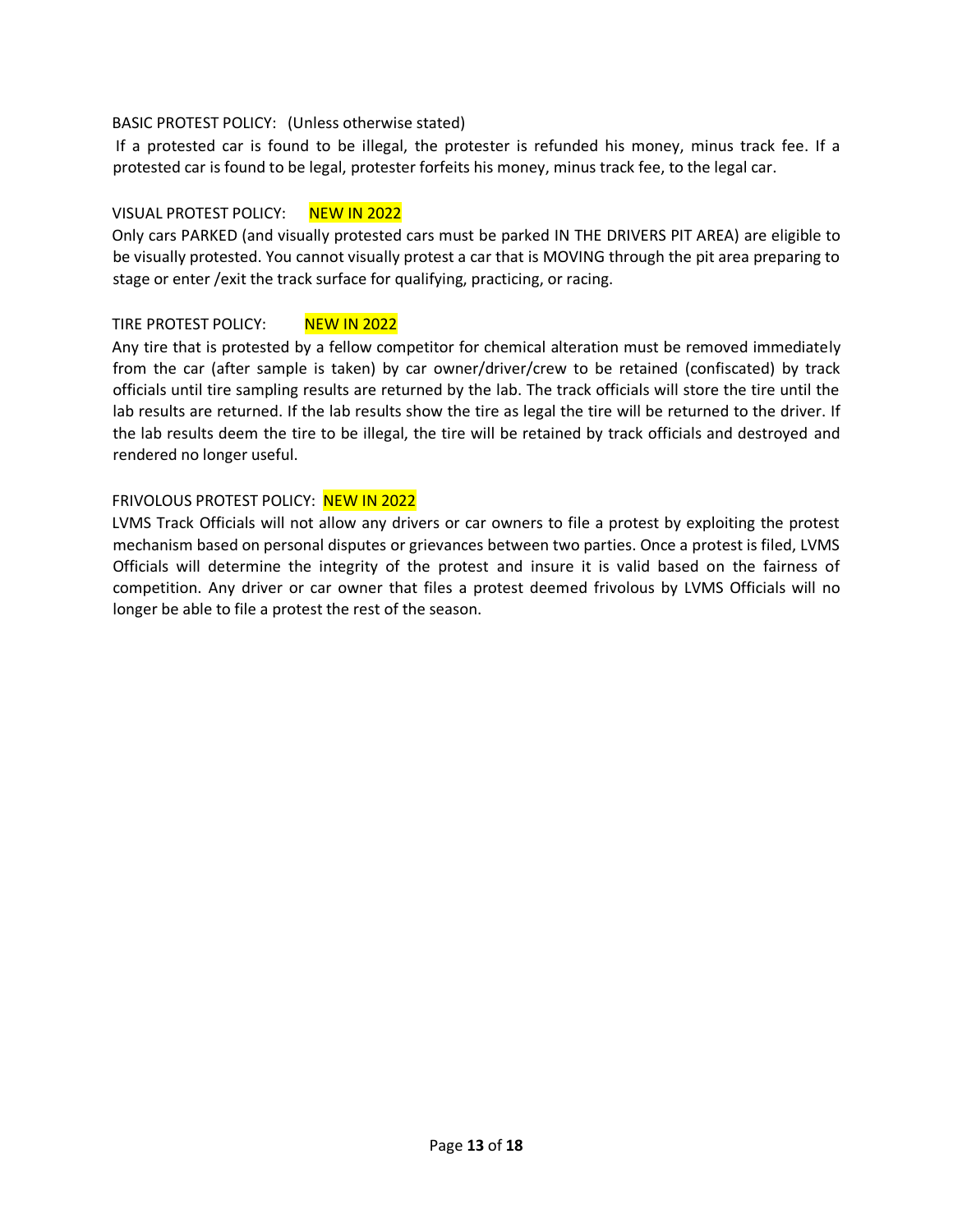BASIC PROTEST POLICY: (Unless otherwise stated)

If a protested car is found to be illegal, the protester is refunded his money, minus track fee. If a protested car is found to be legal, protester forfeits his money, minus track fee, to the legal car.

VISUAL PROTEST POLICY: NEW IN 2022

Only cars PARKED (and visually protested cars must be parked IN THE DRIVERS PIT AREA) are eligible to be visually protested. You cannot visually protest a car that is MOVING through the pit area preparing to stage or enter /exit the track surface for qualifying, practicing, or racing.

TIRE PROTEST POLICY: NEW IN 2022

Any tire that is protested by a fellow competitor for chemical alteration must be removed immediately from the car (after sample is taken) by car owner/driver/crew to be retained (confiscated) by track officials until tire sampling results are returned by the lab. The track officials will store the tire until the lab results are returned. If the lab results show the tire as legal the tire will be returned to the driver. If the lab results deem the tire to be illegal, the tire will be retained by track officials and destroyed and rendered no longer useful.

FRIVOLOUS PROTEST POLICY: NEW IN 2022

LVMS Track Officials will not allow any drivers or car owners to file a protest by exploiting the protest mechanism based on personal disputes or grievances between two parties. Once a protest is filed, LVMS Officials will determine the integrity of the protest and insure it is valid based on the fairness of competition. Any driver or car owner that files a protest deemed frivolous by LVMS Officials will no longer be able to file a protest the rest of the season.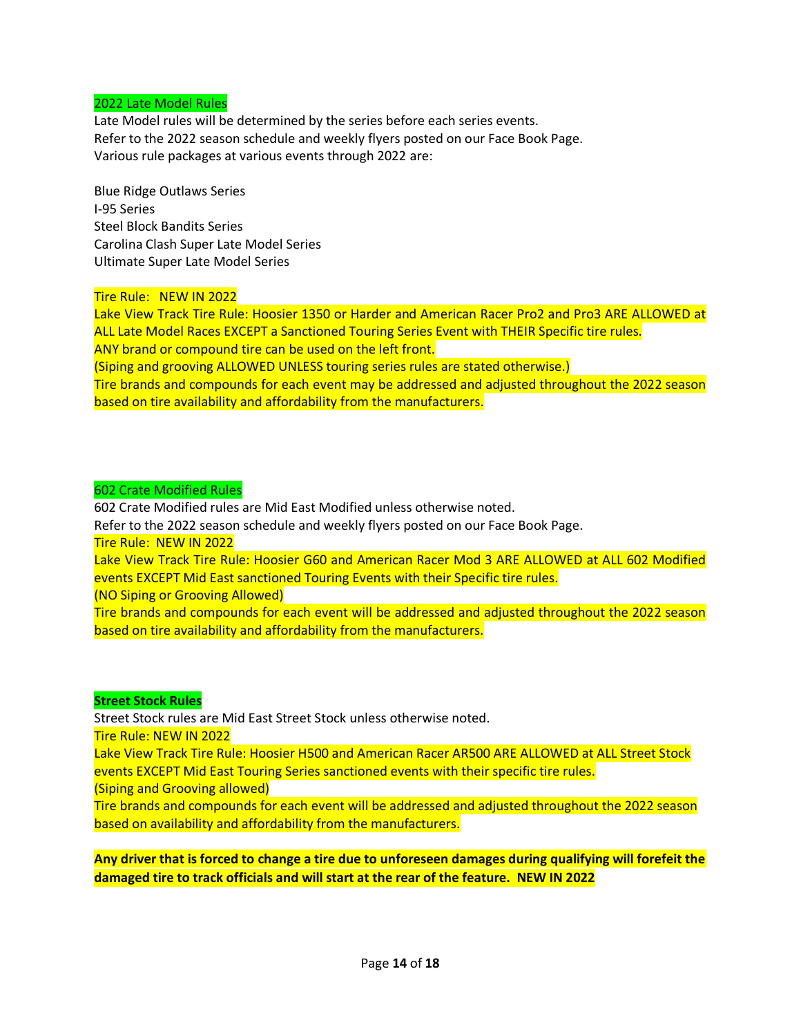## 2022 Late Model Rules

Late Model rules will be determined by the series before each series events.
Refer to the 2022 season schedule and weekly flyers posted on our Face Book Page.
Various rule packages at various events through 2022 are:

Blue Ridge Outlaws Series
I-95 Series
Steel Block Bandits Series
Carolina Clash Super Late Model Series
Ultimate Super Late Model Series

Tire Rule: NEW IN 2022
Lake View Track Tire Rule: Hoosier 1350 or Harder and American Racer Pro2 and Pro3 ARE ALLOWED at ALL Late Model Races EXCEPT a Sanctioned Touring Series Event with THEIR Specific tire rules.
ANY brand or compound tire can be used on the left front.
(Siping and grooving ALLOWED UNLESS touring series rules are stated otherwise.)
Tire brands and compounds for each event may be addressed and adjusted throughout the 2022 season based on tire availability and affordability from the manufacturers.

## 602 Crate Modified Rules

602 Crate Modified rules are Mid East Modified unless otherwise noted.
Refer to the 2022 season schedule and weekly flyers posted on our Face Book Page.
Tire Rule: NEW IN 2022
Lake View Track Tire Rule: Hoosier G60 and American Racer Mod 3 ARE ALLOWED at ALL 602 Modified events EXCEPT Mid East sanctioned Touring Events with their Specific tire rules.
(NO Siping or Grooving Allowed)
Tire brands and compounds for each event will be addressed and adjusted throughout the 2022 season based on tire availability and affordability from the manufacturers.

## Street Stock Rules

Street Stock rules are Mid East Street Stock unless otherwise noted.
Tire Rule: NEW IN 2022
Lake View Track Tire Rule: Hoosier H500 and American Racer AR500 ARE ALLOWED at ALL Street Stock events EXCEPT Mid East Touring Series sanctioned events with their specific tire rules.
(Siping and Grooving allowed)
Tire brands and compounds for each event will be addressed and adjusted throughout the 2022 season based on availability and affordability from the manufacturers.

**Any driver that is forced to change a tire due to unforeseen damages during qualifying will forefeit the damaged tire to track officials and will start at the rear of the feature. NEW IN 2022**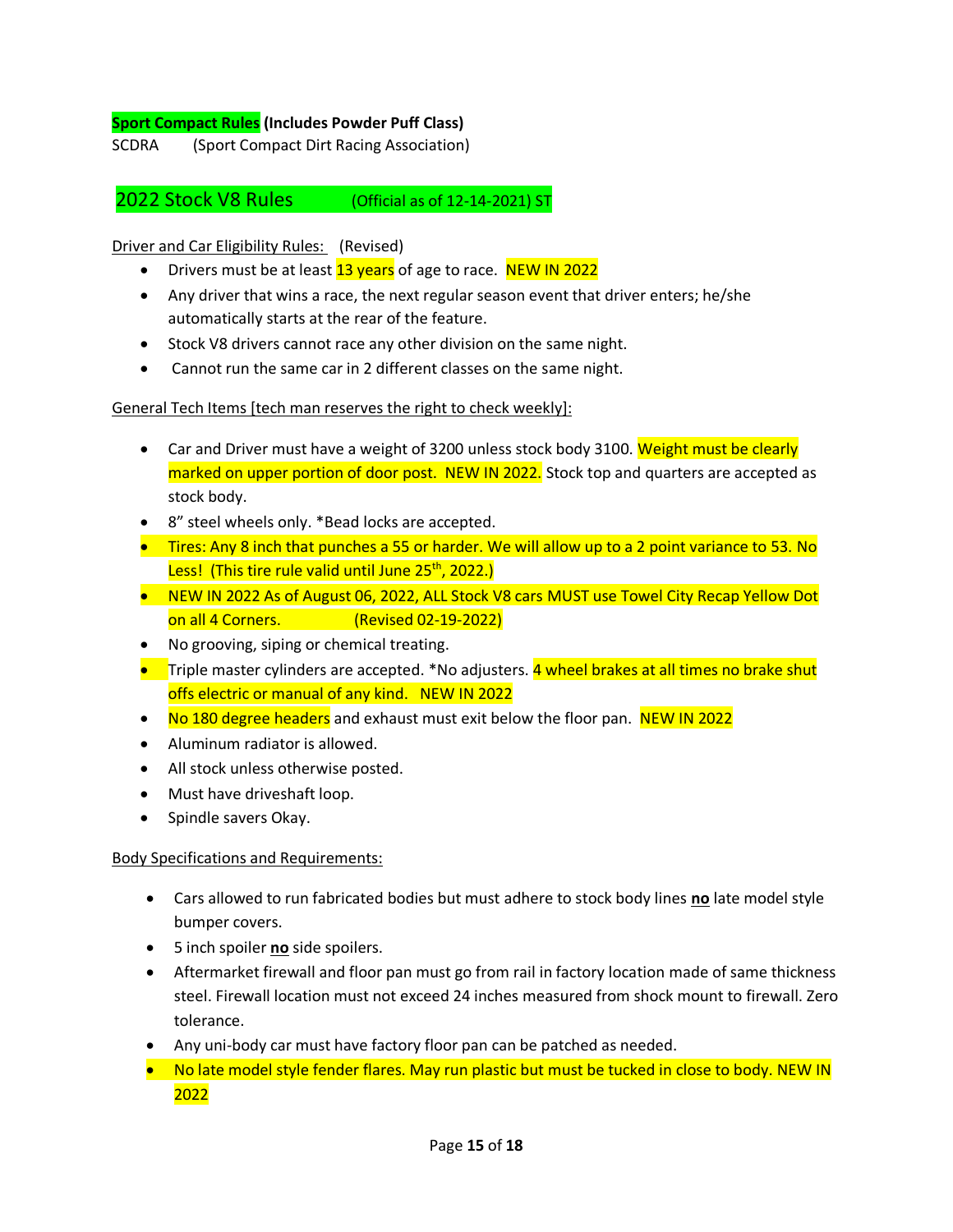**Sport Compact Rules (Includes Powder Puff Class)**

SCDRA (Sport Compact Dirt Racing Association)

## 2022 Stock V8 Rules (Official as of 12-14-2021) ST

Driver and Car Eligibility Rules: (Revised)

- Drivers must be at least 13 years of age to race. NEW IN 2022
- Any driver that wins a race, the next regular season event that driver enters; he/she automatically starts at the rear of the feature.
- Stock V8 drivers cannot race any other division on the same night.
- Cannot run the same car in 2 different classes on the same night.

General Tech Items [tech man reserves the right to check weekly]:

- Car and Driver must have a weight of 3200 unless stock body 3100. Weight must be clearly marked on upper portion of door post. NEW IN 2022. Stock top and quarters are accepted as stock body.
- 8" steel wheels only. *Bead locks are accepted.
- Tires: Any 8 inch that punches a 55 or harder. We will allow up to a 2 point variance to 53. No Less! (This tire rule valid until June 25th, 2022.)
- NEW IN 2022 As of August 06, 2022, ALL Stock V8 cars MUST use Towel City Recap Yellow Dot on all 4 Corners. (Revised 02-19-2022)
- No grooving, siping or chemical treating.
- Triple master cylinders are accepted. *No adjusters. 4 wheel brakes at all times no brake shut offs electric or manual of any kind. NEW IN 2022
- No 180 degree headers and exhaust must exit below the floor pan. NEW IN 2022
- Aluminum radiator is allowed.
- All stock unless otherwise posted.
- Must have driveshaft loop.
- Spindle savers Okay.

Body Specifications and Requirements:

- Cars allowed to run fabricated bodies but must adhere to stock body lines **no** late model style bumper covers.
- 5 inch spoiler **no** side spoilers.
- Aftermarket firewall and floor pan must go from rail in factory location made of same thickness steel. Firewall location must not exceed 24 inches measured from shock mount to firewall. Zero tolerance.
- Any uni-body car must have factory floor pan can be patched as needed.
- No late model style fender flares. May run plastic but must be tucked in close to body. NEW IN 2022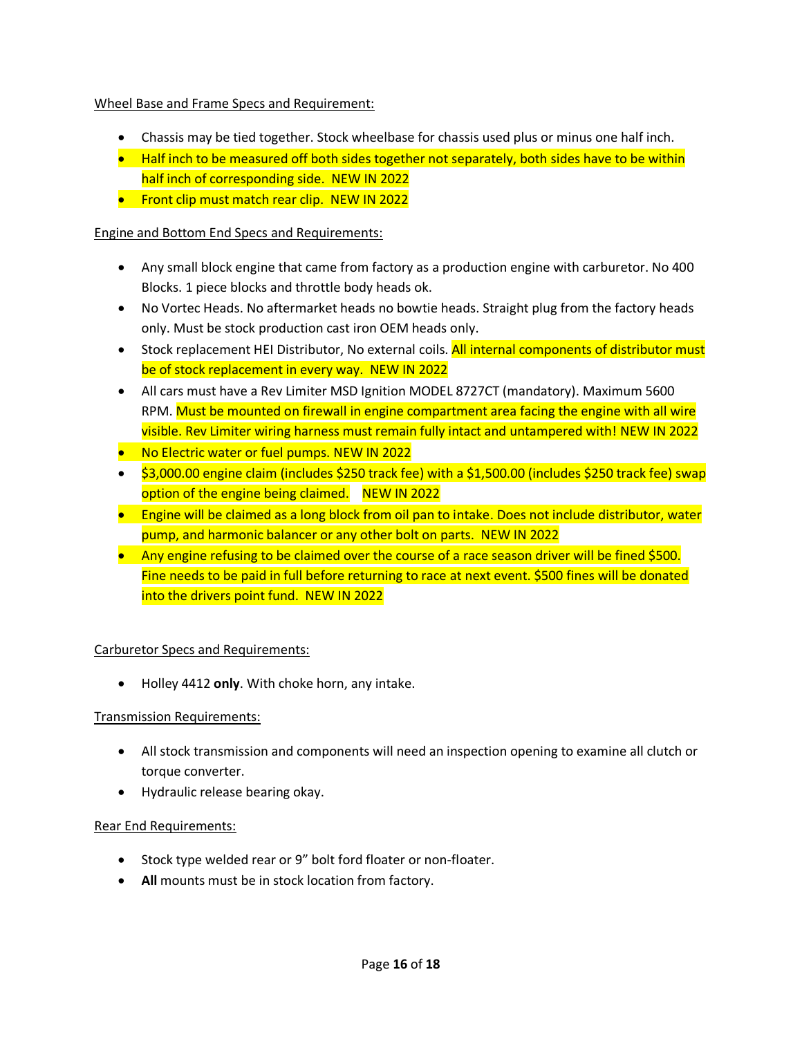Wheel Base and Frame Specs and Requirement:

- Chassis may be tied together. Stock wheelbase for chassis used plus or minus one half inch.
- Half inch to be measured off both sides together not separately, both sides have to be within half inch of corresponding side. NEW IN 2022
- Front clip must match rear clip. NEW IN 2022

Engine and Bottom End Specs and Requirements:

- Any small block engine that came from factory as a production engine with carburetor. No 400 Blocks. 1 piece blocks and throttle body heads ok.
- No Vortec Heads. No aftermarket heads no bowtie heads. Straight plug from the factory heads only. Must be stock production cast iron OEM heads only.
- Stock replacement HEI Distributor, No external coils. All internal components of distributor must be of stock replacement in every way. NEW IN 2022
- All cars must have a Rev Limiter MSD Ignition MODEL 8727CT (mandatory). Maximum 5600 RPM. Must be mounted on firewall in engine compartment area facing the engine with all wire visible. Rev Limiter wiring harness must remain fully intact and untampered with! NEW IN 2022
- No Electric water or fuel pumps. NEW IN 2022
- $3,000.00 engine claim (includes $250 track fee) with a $1,500.00 (includes $250 track fee) swap option of the engine being claimed. NEW IN 2022
- Engine will be claimed as a long block from oil pan to intake. Does not include distributor, water pump, and harmonic balancer or any other bolt on parts. NEW IN 2022
- Any engine refusing to be claimed over the course of a race season driver will be fined $500. Fine needs to be paid in full before returning to race at next event. $500 fines will be donated into the drivers point fund. NEW IN 2022

Carburetor Specs and Requirements:

- Holley 4412 **only**. With choke horn, any intake.

Transmission Requirements:

- All stock transmission and components will need an inspection opening to examine all clutch or torque converter.
- Hydraulic release bearing okay.

Rear End Requirements:

- Stock type welded rear or 9" bolt ford floater or non-floater.
- **All** mounts must be in stock location from factory.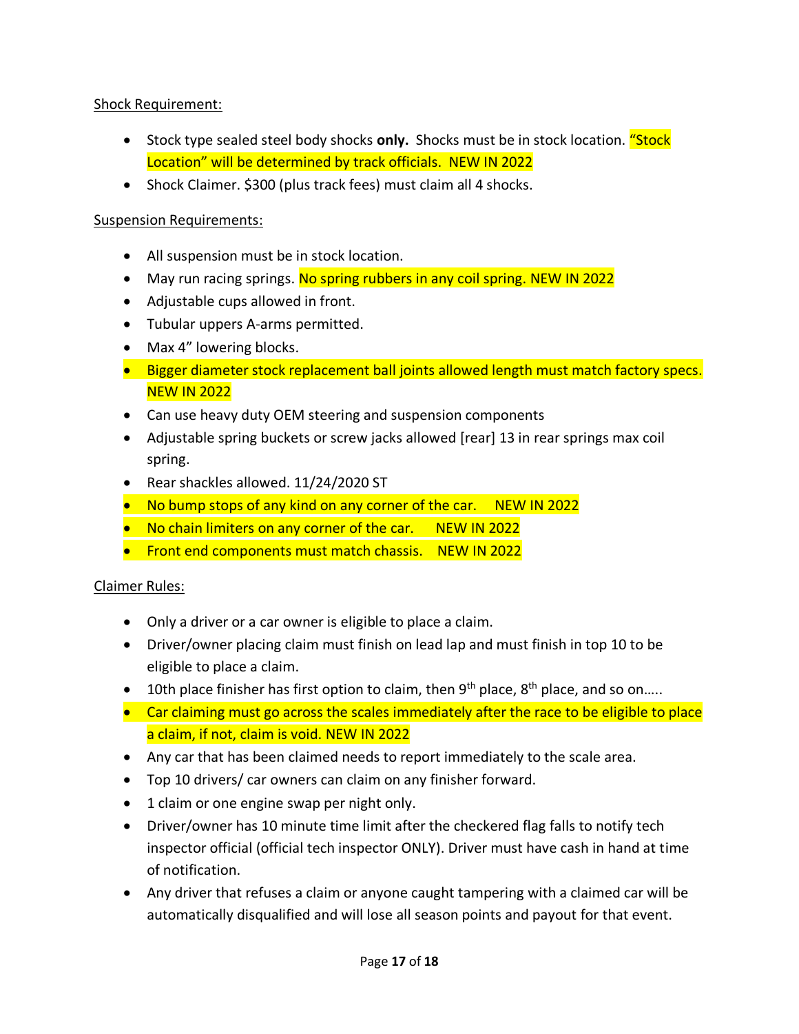Shock Requirement:

- Stock type sealed steel body shocks **only.** Shocks must be in stock location. "Stock Location" will be determined by track officials. NEW IN 2022
- Shock Claimer. $300 (plus track fees) must claim all 4 shocks.

Suspension Requirements:

- All suspension must be in stock location.
- May run racing springs. No spring rubbers in any coil spring. NEW IN 2022
- Adjustable cups allowed in front.
- Tubular uppers A-arms permitted.
- Max 4" lowering blocks.
- Bigger diameter stock replacement ball joints allowed length must match factory specs. NEW IN 2022
- Can use heavy duty OEM steering and suspension components
- Adjustable spring buckets or screw jacks allowed [rear] 13 in rear springs max coil spring.
- Rear shackles allowed. 11/24/2020 ST
- No bump stops of any kind on any corner of the car. NEW IN 2022
- No chain limiters on any corner of the car. NEW IN 2022
- Front end components must match chassis. NEW IN 2022

Claimer Rules:

- Only a driver or a car owner is eligible to place a claim.
- Driver/owner placing claim must finish on lead lap and must finish in top 10 to be eligible to place a claim.
- 10th place finisher has first option to claim, then 9th place, 8th place, and so on…..
- Car claiming must go across the scales immediately after the race to be eligible to place a claim, if not, claim is void. NEW IN 2022
- Any car that has been claimed needs to report immediately to the scale area.
- Top 10 drivers/ car owners can claim on any finisher forward.
- 1 claim or one engine swap per night only.
- Driver/owner has 10 minute time limit after the checkered flag falls to notify tech inspector official (official tech inspector ONLY). Driver must have cash in hand at time of notification.
- Any driver that refuses a claim or anyone caught tampering with a claimed car will be automatically disqualified and will lose all season points and payout for that event.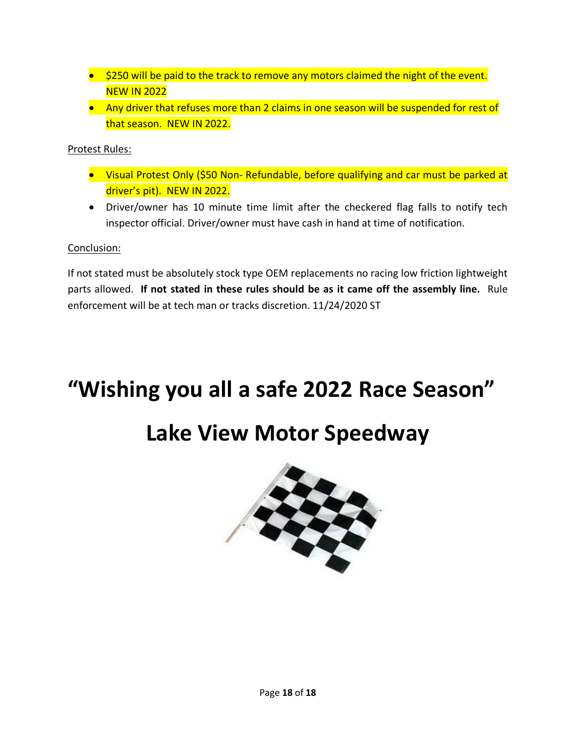- $250 will be paid to the track to remove any motors claimed the night of the event. NEW IN 2022
- Any driver that refuses more than 2 claims in one season will be suspended for rest of that season. NEW IN 2022.

Protest Rules:

- Visual Protest Only ($50 Non- Refundable, before qualifying and car must be parked at driver's pit). NEW IN 2022.
- Driver/owner has 10 minute time limit after the checkered flag falls to notify tech inspector official. Driver/owner must have cash in hand at time of notification.

Conclusion:

If not stated must be absolutely stock type OEM replacements no racing low friction lightweight parts allowed. **If not stated in these rules should be as it came off the assembly line.** Rule enforcement will be at tech man or tracks discretion. 11/24/2020 ST

# "Wishing you all a safe 2022 Race Season"

# Lake View Motor Speedway